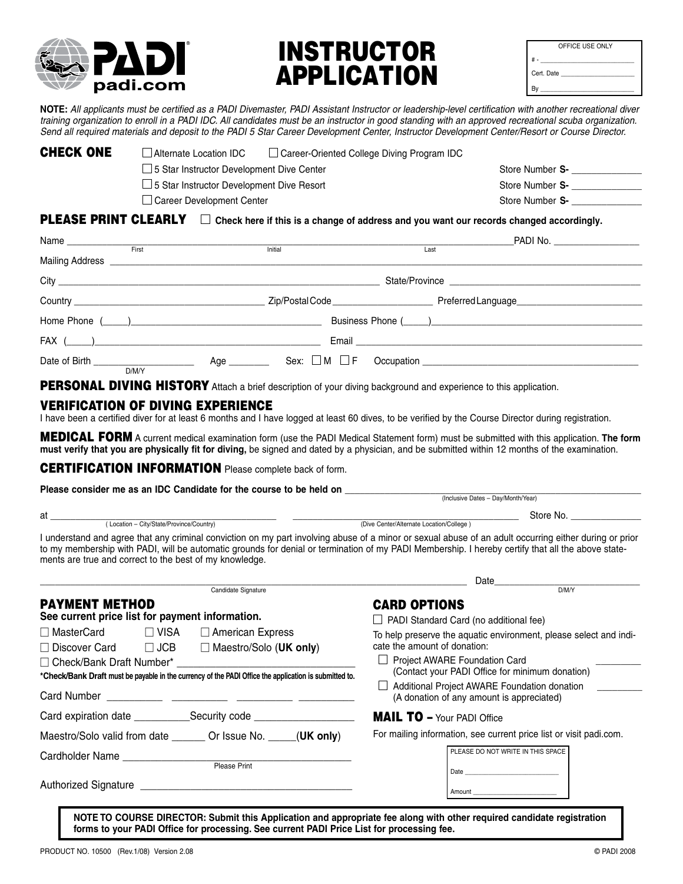PADI
padi.com

# INSTRUCTOR APPLICATION

OFFICE USE ONLY

# - ____________________

Cert. Date ____________________

By ____________________

**NOTE:** *All applicants must be certified as a PADI Divemaster, PADI Assistant Instructor or leadership-level certification with another recreational diver training organization to enroll in a PADI IDC. All candidates must be an instructor in good standing with an approved recreational scuba organization. Send all required materials and deposit to the PADI 5 Star Career Development Center, Instructor Development Center/Resort or Course Director.*

## CHECK ONE

☐ Alternate Location IDC ☐ Career-Oriented College Diving Program IDC

☐ 5 Star Instructor Development Dive Center — Store Number **S-** ____________

☐ 5 Star Instructor Development Dive Resort — Store Number **S-** ____________

☐ Career Development Center — Store Number **S-** ____________

## PLEASE PRINT CLEARLY

☐ **Check here if this is a change of address and you want our records changed accordingly.**

Name ____________________ (First) ____________________ (Initial) ____________________ (Last) PADI No. ____________________

Mailing Address ____________________________________________

City ____________________ State/Province ____________________

Country ____________________ Zip/Postal Code ____________________ Preferred Language ____________________

Home Phone (____)____________________ Business Phone (____)____________________

FAX (____)____________________ Email ____________________

Date of Birth ____________________ (D/M/Y) Age ________ Sex: ☐ M ☐ F Occupation ____________________

**PERSONAL DIVING HISTORY** Attach a brief description of your diving background and experience to this application.

**VERIFICATION OF DIVING EXPERIENCE**
I have been a certified diver for at least 6 months and I have logged at least 60 dives, to be verified by the Course Director during registration.

**MEDICAL FORM** A current medical examination form (use the PADI Medical Statement form) must be submitted with this application. **The form must verify that you are physically fit for diving,** be signed and dated by a physician, and be submitted within 12 months of the examination.

**CERTIFICATION INFORMATION** Please complete back of form.

**Please consider me as an IDC Candidate for the course to be held on** ____________________ (Inclusive Dates – Day/Month/Year)

at ____________________ ( Location – City/State/Province/Country) ____________________ (Dive Center/Alternate Location/College ) Store No. ____________

I understand and agree that any criminal conviction on my part involving abuse of a minor or sexual abuse of an adult occurring either during or prior to my membership with PADI, will be automatic grounds for denial or termination of my PADI Membership. I hereby certify that all the above statements are true and correct to the best of my knowledge.

____________________________________________ Candidate Signature Date ____________________ D/M/Y

## PAYMENT METHOD

**See current price list for payment information.**

☐ MasterCard ☐ VISA ☐ American Express

☐ Discover Card ☐ JCB ☐ Maestro/Solo (**UK only**)

☐ Check/Bank Draft Number* ____________________

***Check/Bank Draft must be payable in the currency of the PADI Office the application is submitted to.**

Card Number ________ ________ ________ ________

Card expiration date __________ Security code ____________

Maestro/Solo valid from date ______ Or Issue No. _____(**UK only**)

Cardholder Name ____________________ (Please Print)

Authorized Signature ____________________

## CARD OPTIONS

☐ PADI Standard Card (no additional fee)

To help preserve the aquatic environment, please select and indicate the amount of donation:

☐ Project AWARE Foundation Card ________
(Contact your PADI Office for minimum donation)

☐ Additional Project AWARE Foundation donation ________
(A donation of any amount is appreciated)

## MAIL TO – Your PADI Office

For mailing information, see current price list or visit padi.com.

PLEASE DO NOT WRITE IN THIS SPACE

Date ____________________

Amount ____________________

**NOTE TO COURSE DIRECTOR: Submit this Application and appropriate fee along with other required candidate registration forms to your PADI Office for processing. See current PADI Price List for processing fee.**

PRODUCT NO. 10500 (Rev.1/08) Version 2.08 © PADI 2008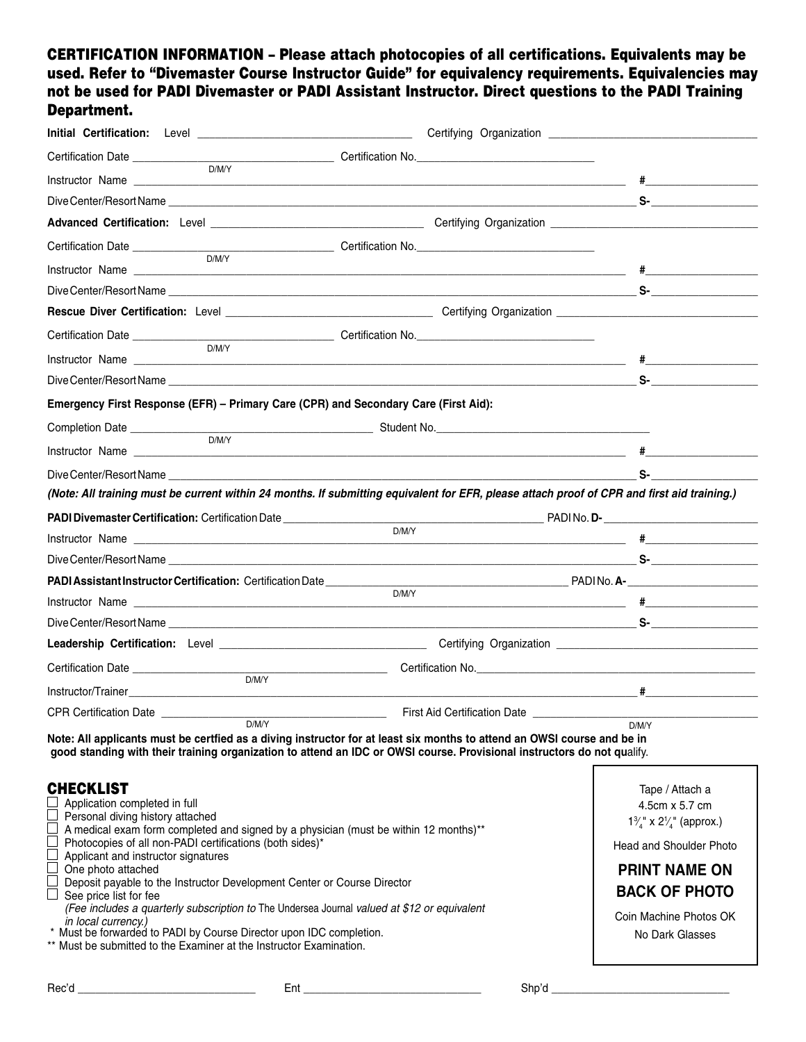## CERTIFICATION INFORMATION – Please attach photocopies of all certifications. Equivalents may be used. Refer to "Divemaster Course Instructor Guide" for equivalency requirements. Equivalencies may not be used for PADI Divemaster or PADI Assistant Instructor. Direct questions to the PADI Training Department.

**Initial Certification:** Level ______________________ Certifying Organization ______________________

Certification Date ______________________ Certification No. ______________________
D/M/Y

Instructor Name ______________________ # ______________________

Dive Center/Resort Name ______________________ S- ______________________

**Advanced Certification:** Level ______________________ Certifying Organization ______________________

Certification Date ______________________ Certification No. ______________________
D/M/Y

Instructor Name ______________________ # ______________________

Dive Center/Resort Name ______________________ S- ______________________

**Rescue Diver Certification:** Level ______________________ Certifying Organization ______________________

Certification Date ______________________ Certification No. ______________________
D/M/Y

Instructor Name ______________________ # ______________________

Dive Center/Resort Name ______________________ S- ______________________

**Emergency First Response (EFR) – Primary Care (CPR) and Secondary Care (First Aid):**

Completion Date ______________________ Student No. ______________________
D/M/Y

Instructor Name ______________________ # ______________________

Dive Center/Resort Name ______________________ S- ______________________

***(Note: All training must be current within 24 months. If submitting equivalent for EFR, please attach proof of CPR and first aid training.)***

**PADI Divemaster Certification:** Certification Date ______________________ PADI No. **D-** ______________________
D/M/Y

Instructor Name ______________________ # ______________________

Dive Center/Resort Name ______________________ S- ______________________

**PADI Assistant Instructor Certification:** Certification Date ______________________ PADI No. **A-** ______________________
D/M/Y

Instructor Name ______________________ # ______________________

Dive Center/Resort Name ______________________ S- ______________________

**Leadership Certification:** Level ______________________ Certifying Organization ______________________

Certification Date ______________________ Certification No. ______________________
D/M/Y

Instructor/Trainer ______________________ # ______________________

CPR Certification Date ______________________ First Aid Certification Date ______________________
D/M/Y D/M/Y

**Note: All applicants must be certfied as a diving instructor for at least six months to attend an OWSI course and be in good standing with their training organization to attend an IDC or OWSI course. Provisional instructors do not qu**alify.

## CHECKLIST

- ☐ Application completed in full
- ☐ Personal diving history attached
- ☐ A medical exam form completed and signed by a physician (must be within 12 months)**
- ☐ Photocopies of all non-PADI certifications (both sides)*
- ☐ Applicant and instructor signatures
- ☐ One photo attached
- ☐ Deposit payable to the Instructor Development Center or Course Director
- ☐ See price list for fee
  *(Fee includes a quarterly subscription to* The Undersea Journal *valued at $12 or equivalent in local currency.)*

\* Must be forwarded to PADI by Course Director upon IDC completion.
** Must be submitted to the Examiner at the Instructor Examination.

Tape / Attach a
4.5cm x 5.7 cm
$1\frac{3}{4}$" x $2\frac{1}{4}$" (approx.)

Head and Shoulder Photo

**PRINT NAME ON BACK OF PHOTO**

Coin Machine Photos OK

No Dark Glasses

Rec'd ______________________ Ent ______________________ Shp'd ______________________